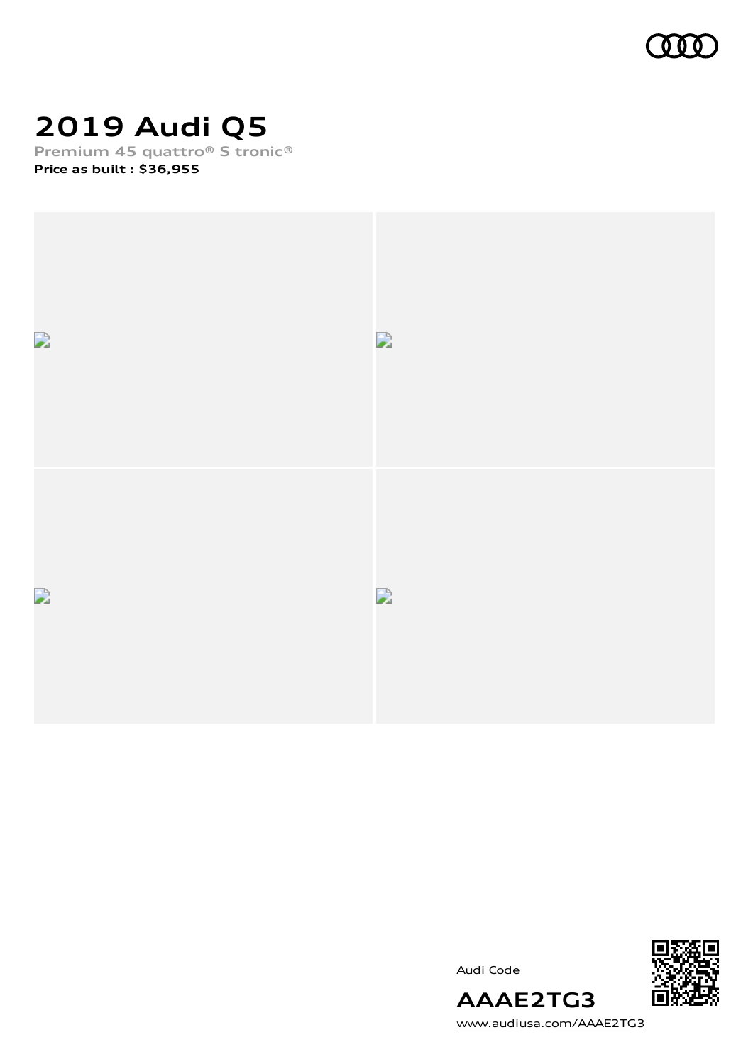# 2019 Audi Q5

**Premium 45 quattro® S tronic®**

**Price as built : $36,955**

Audi Code

**AAAE2TG3**

www.audiusa.com/AAAE2TG3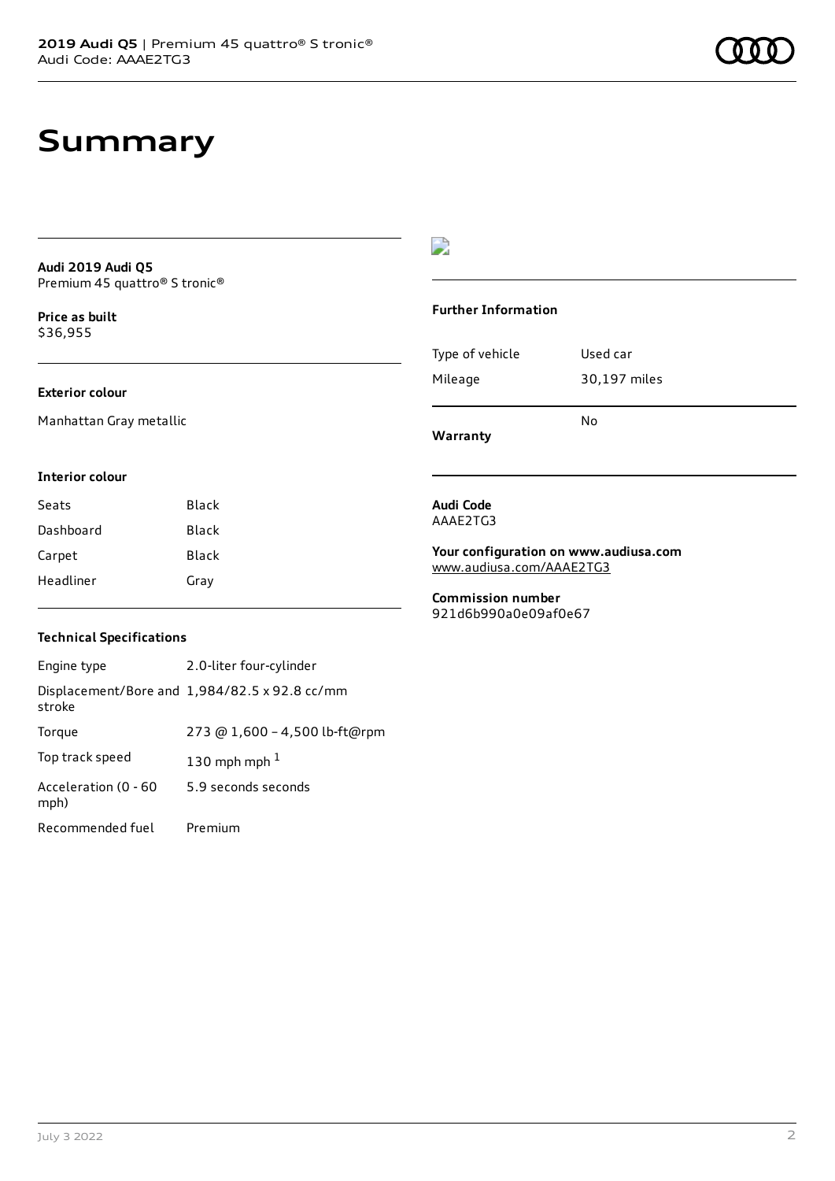# Summary

**Audi 2019 Audi Q5**
Premium 45 quattro® S tronic®

**Price as built**
$36,955

### Exterior colour

Manhattan Gray metallic

### Interior colour

| | |
|---|---|
| Seats | Black |
| Dashboard | Black |
| Carpet | Black |
| Headliner | Gray |

### Technical Specifications

| | |
|---|---|
| Engine type | 2.0-liter four-cylinder |
| Displacement/Bore and stroke | 1,984/82.5 x 92.8 cc/mm |
| Torque | 273 @ 1,600 – 4,500 lb-ft@rpm |
| Top track speed | 130 mph mph [1] |
| Acceleration (0 - 60 mph) | 5.9 seconds seconds |
| Recommended fuel | Premium |

### Further Information

| | |
|---|---|
| Type of vehicle | Used car |
| Mileage | 30,197 miles |
| **Warranty** | No |

**Audi Code**
AAAE2TG3

**Your configuration on www.audiusa.com**
www.audiusa.com/AAAE2TG3

**Commission number**
921d6b990a0e09af0e67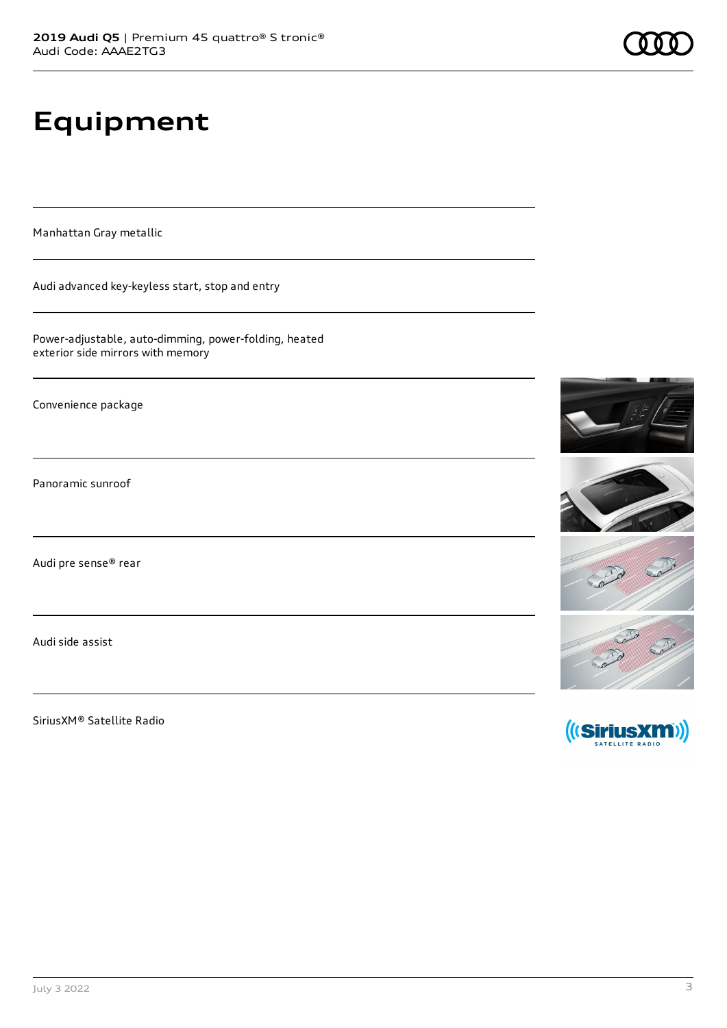# Equipment

Manhattan Gray metallic

Audi advanced key-keyless start, stop and entry

Power-adjustable, auto-dimming, power-folding, heated exterior side mirrors with memory

Convenience package

Panoramic sunroof

Audi pre sense® rear

Audi side assist

SiriusXM® Satellite Radio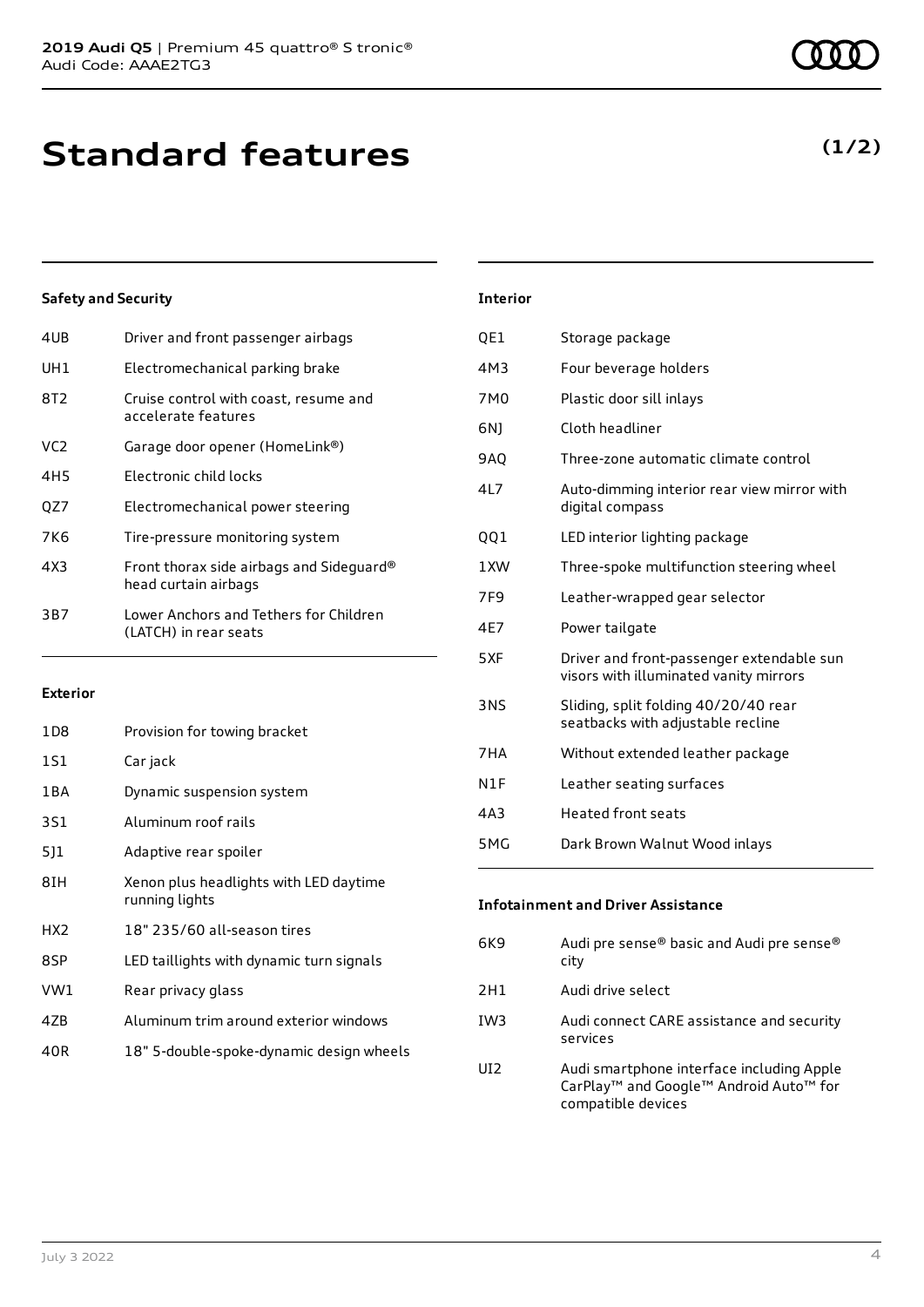# Standard features

**(1/2)**

### Safety and Security

| | |
|---|---|
| 4UB | Driver and front passenger airbags |
| UH1 | Electromechanical parking brake |
| 8T2 | Cruise control with coast, resume and accelerate features |
| VC2 | Garage door opener (HomeLink®) |
| 4H5 | Electronic child locks |
| QZ7 | Electromechanical power steering |
| 7K6 | Tire-pressure monitoring system |
| 4X3 | Front thorax side airbags and Sideguard® head curtain airbags |
| 3B7 | Lower Anchors and Tethers for Children (LATCH) in rear seats |

### Exterior

| | |
|---|---|
| 1D8 | Provision for towing bracket |
| 1S1 | Car jack |
| 1BA | Dynamic suspension system |
| 3S1 | Aluminum roof rails |
| 5J1 | Adaptive rear spoiler |
| 8IH | Xenon plus headlights with LED daytime running lights |
| HX2 | 18" 235/60 all-season tires |
| 8SP | LED taillights with dynamic turn signals |
| VW1 | Rear privacy glass |
| 4ZB | Aluminum trim around exterior windows |
| 40R | 18" 5-double-spoke-dynamic design wheels |

### Interior

| | |
|---|---|
| QE1 | Storage package |
| 4M3 | Four beverage holders |
| 7M0 | Plastic door sill inlays |
| 6NJ | Cloth headliner |
| 9AQ | Three-zone automatic climate control |
| 4L7 | Auto-dimming interior rear view mirror with digital compass |
| QQ1 | LED interior lighting package |
| 1XW | Three-spoke multifunction steering wheel |
| 7F9 | Leather-wrapped gear selector |
| 4E7 | Power tailgate |
| 5XF | Driver and front-passenger extendable sun visors with illuminated vanity mirrors |
| 3NS | Sliding, split folding 40/20/40 rear seatbacks with adjustable recline |
| 7HA | Without extended leather package |
| N1F | Leather seating surfaces |
| 4A3 | Heated front seats |
| 5MG | Dark Brown Walnut Wood inlays |

### Infotainment and Driver Assistance

| | |
|---|---|
| 6K9 | Audi pre sense® basic and Audi pre sense® city |
| 2H1 | Audi drive select |
| IW3 | Audi connect CARE assistance and security services |
| UI2 | Audi smartphone interface including Apple CarPlay™ and Google™ Android Auto™ for compatible devices |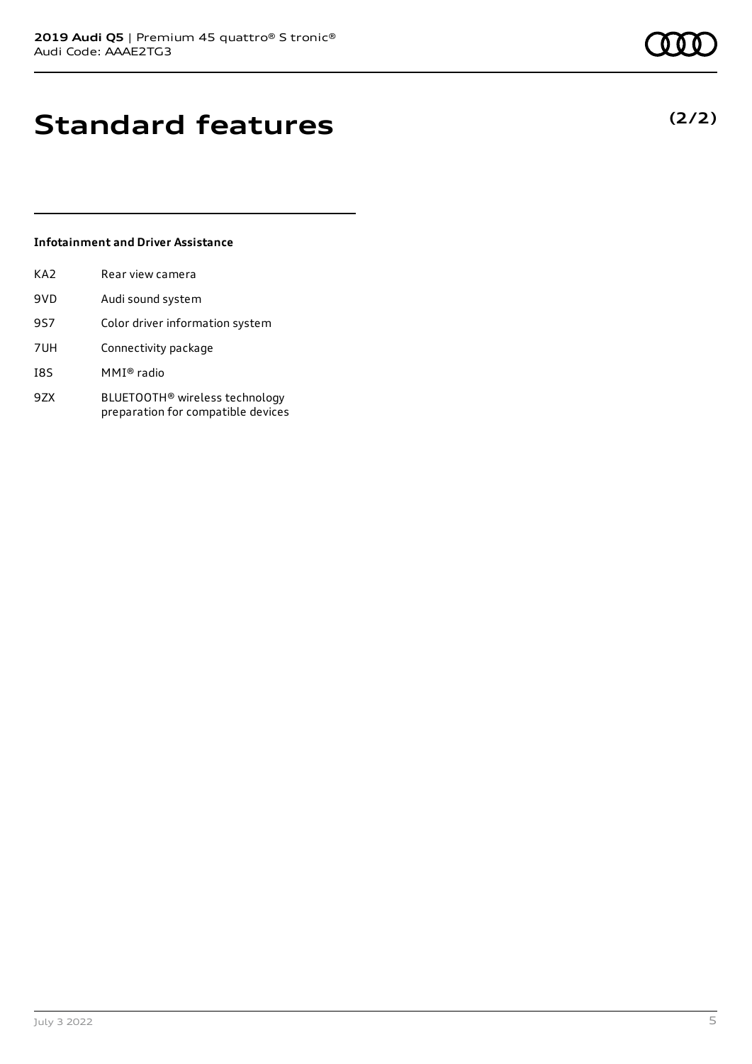# Standard features

**(2/2)**

### Infotainment and Driver Assistance

| | |
|---|---|
| KA2 | Rear view camera |
| 9VD | Audi sound system |
| 9S7 | Color driver information system |
| 7UH | Connectivity package |
| I8S | MMI® radio |
| 9ZX | BLUETOOTH® wireless technology preparation for compatible devices |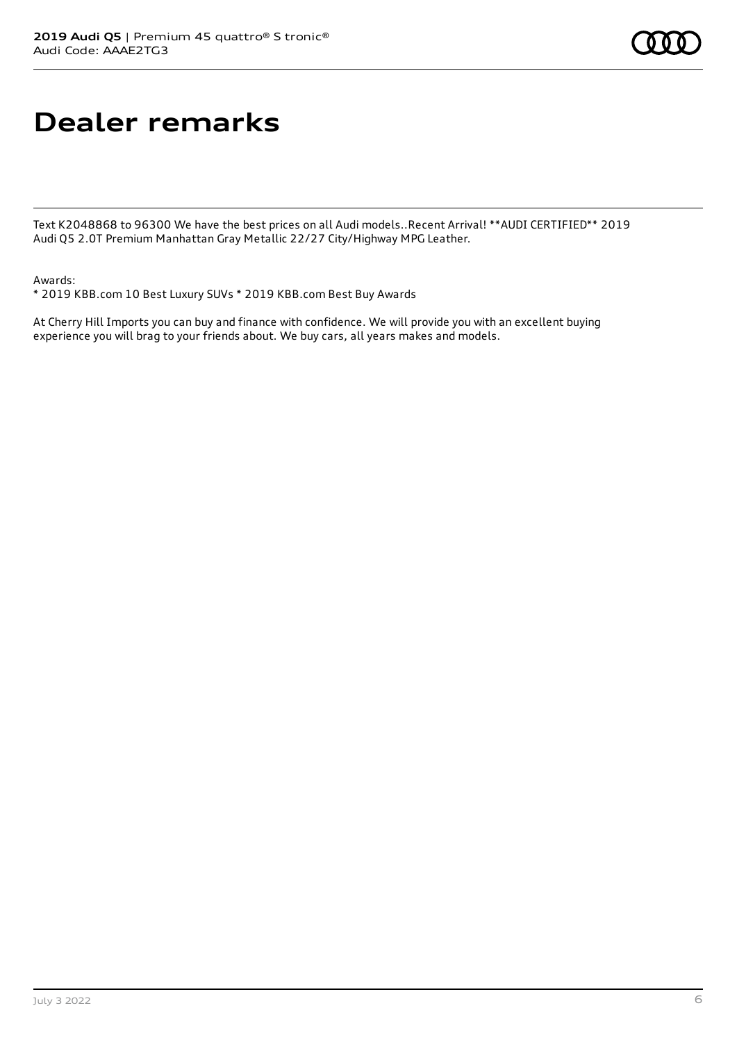# Dealer remarks

Text K2048868 to 96300 We have the best prices on all Audi models..Recent Arrival! **AUDI CERTIFIED** 2019 Audi Q5 2.0T Premium Manhattan Gray Metallic 22/27 City/Highway MPG Leather.

Awards:
* 2019 KBB.com 10 Best Luxury SUVs * 2019 KBB.com Best Buy Awards

At Cherry Hill Imports you can buy and finance with confidence. We will provide you with an excellent buying experience you will brag to your friends about. We buy cars, all years makes and models.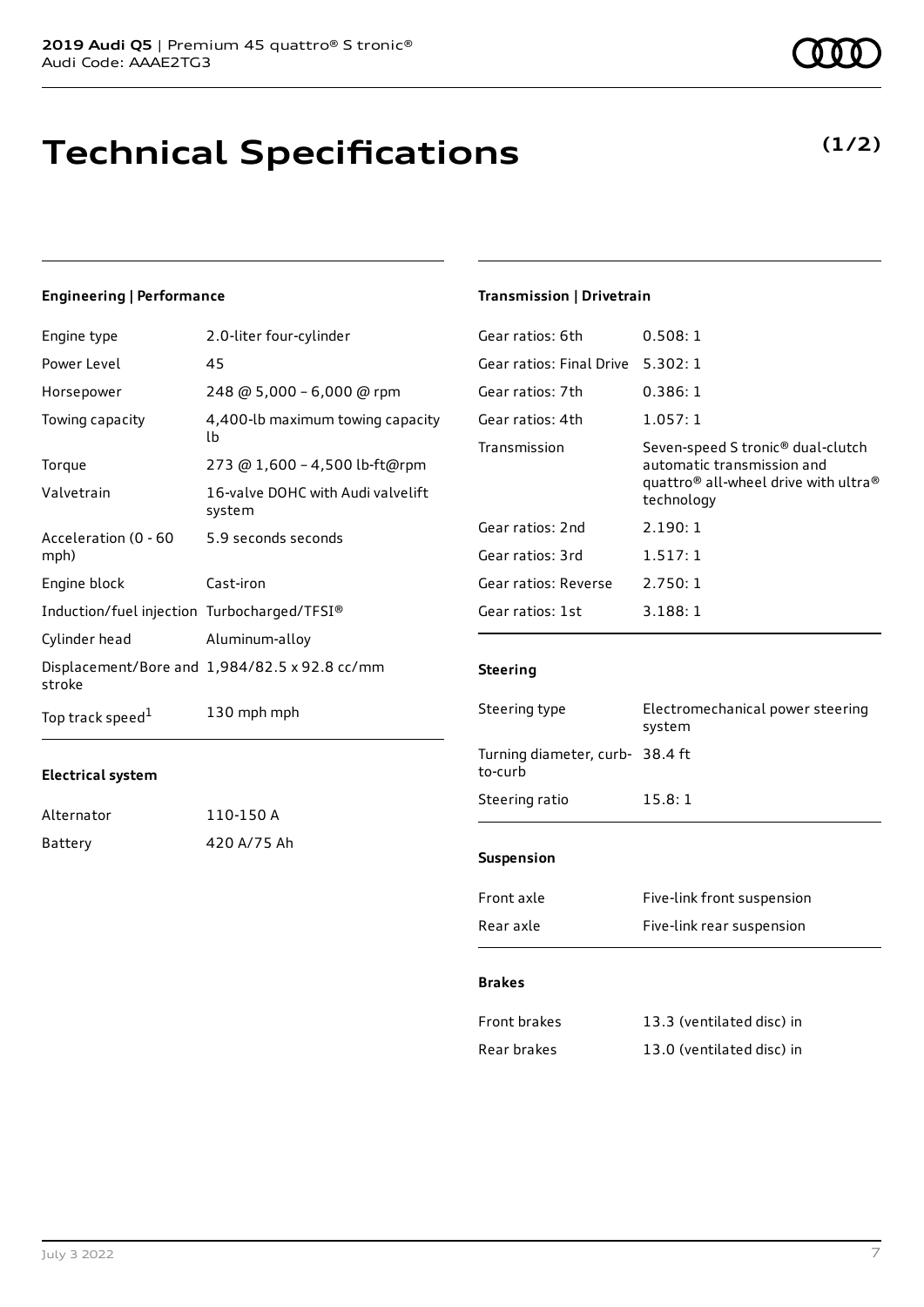# Technical Specifications

**(1/2)**

## Engineering | Performance

| | |
|---|---|
| Engine type | 2.0-liter four-cylinder |
| Power Level | 45 |
| Horsepower | 248 @ 5,000 - 6,000 @ rpm |
| Towing capacity | 4,400-lb maximum towing capacity lb |
| Torque | 273 @ 1,600 - 4,500 lb-ft@rpm |
| Valvetrain | 16-valve DOHC with Audi valvelift system |
| Acceleration (0 - 60 mph) | 5.9 seconds seconds |
| Engine block | Cast-iron |
| Induction/fuel injection | Turbocharged/TFSI® |
| Cylinder head | Aluminum-alloy |
| Displacement/Bore and stroke | 1,984/82.5 x 92.8 cc/mm |
| Top track speed[1] | 130 mph mph |

## Electrical system

| | |
|---|---|
| Alternator | 110-150 A |
| Battery | 420 A/75 Ah |

## Transmission | Drivetrain

| | |
|---|---|
| Gear ratios: 6th | 0.508: 1 |
| Gear ratios: Final Drive | 5.302: 1 |
| Gear ratios: 7th | 0.386: 1 |
| Gear ratios: 4th | 1.057: 1 |
| Transmission | Seven-speed S tronic® dual-clutch automatic transmission and quattro® all-wheel drive with ultra® technology |
| Gear ratios: 2nd | 2.190: 1 |
| Gear ratios: 3rd | 1.517: 1 |
| Gear ratios: Reverse | 2.750: 1 |
| Gear ratios: 1st | 3.188: 1 |

## Steering

| | |
|---|---|
| Steering type | Electromechanical power steering system |
| Turning diameter, curb-to-curb | 38.4 ft |
| Steering ratio | 15.8: 1 |

## Suspension

| | |
|---|---|
| Front axle | Five-link front suspension |
| Rear axle | Five-link rear suspension |

## Brakes

| | |
|---|---|
| Front brakes | 13.3 (ventilated disc) in |
| Rear brakes | 13.0 (ventilated disc) in |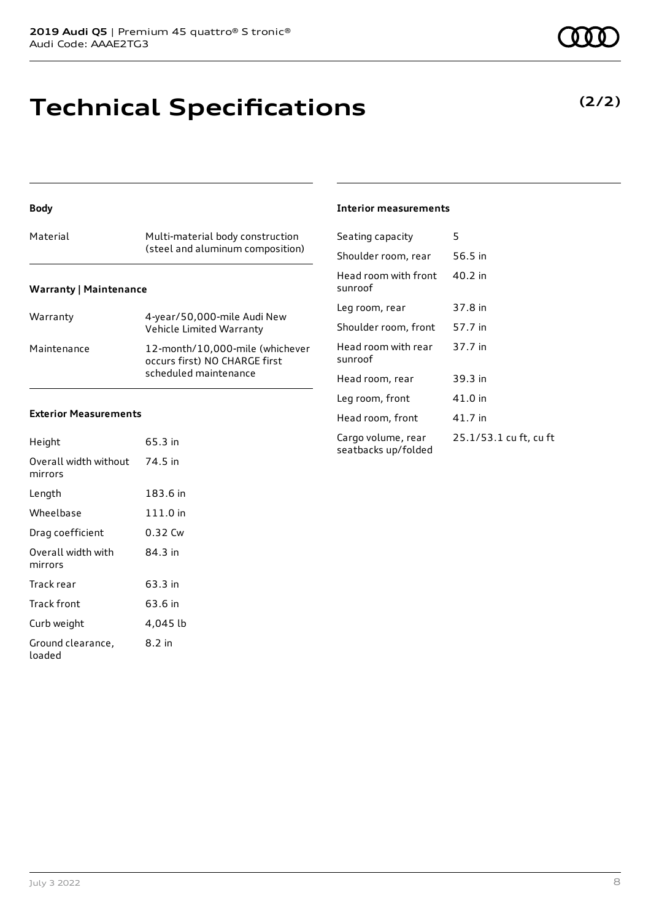# Technical Specifications

**(2/2)**

### Body

| Material | Multi-material body construction (steel and aluminum composition) |
| --- | --- |

### Warranty | Maintenance

| Warranty | 4-year/50,000-mile Audi New Vehicle Limited Warranty |
| --- | --- |
| Maintenance | 12-month/10,000-mile (whichever occurs first) NO CHARGE first scheduled maintenance |

### Exterior Measurements

| Height | 65.3 in |
| --- | --- |
| Overall width without mirrors | 74.5 in |
| Length | 183.6 in |
| Wheelbase | 111.0 in |
| Drag coefficient | 0.32 Cw |
| Overall width with mirrors | 84.3 in |
| Track rear | 63.3 in |
| Track front | 63.6 in |
| Curb weight | 4,045 lb |
| Ground clearance, loaded | 8.2 in |

### Interior measurements

| Seating capacity | 5 |
| --- | --- |
| Shoulder room, rear | 56.5 in |
| Head room with front sunroof | 40.2 in |
| Leg room, rear | 37.8 in |
| Shoulder room, front | 57.7 in |
| Head room with rear sunroof | 37.7 in |
| Head room, rear | 39.3 in |
| Leg room, front | 41.0 in |
| Head room, front | 41.7 in |
| Cargo volume, rear seatbacks up/folded | 25.1/53.1 cu ft, cu ft |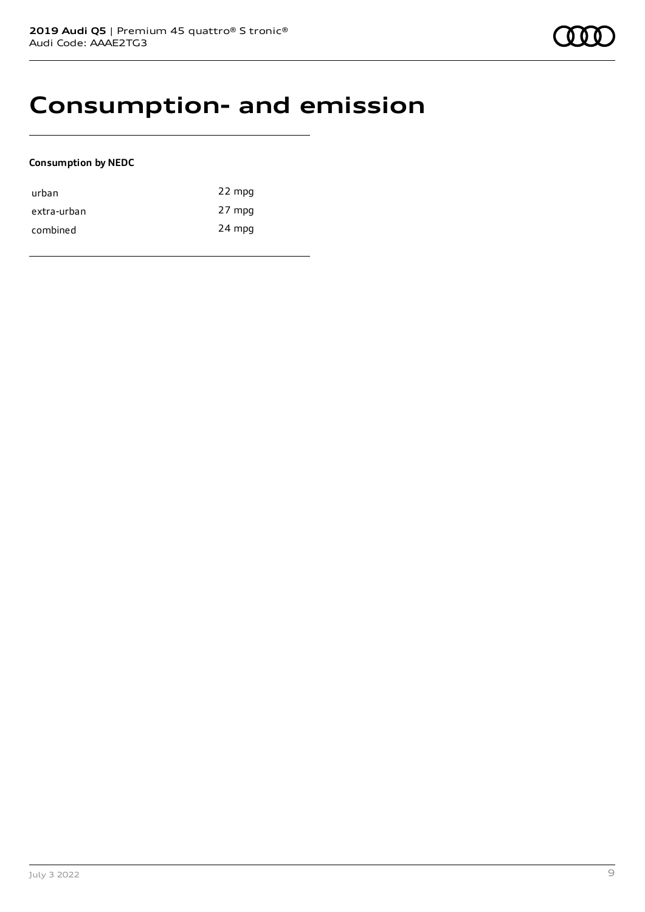# Consumption- and emission

**Consumption by NEDC**

| | |
|---|---|
| urban | 22 mpg |
| extra-urban | 27 mpg |
| combined | 24 mpg |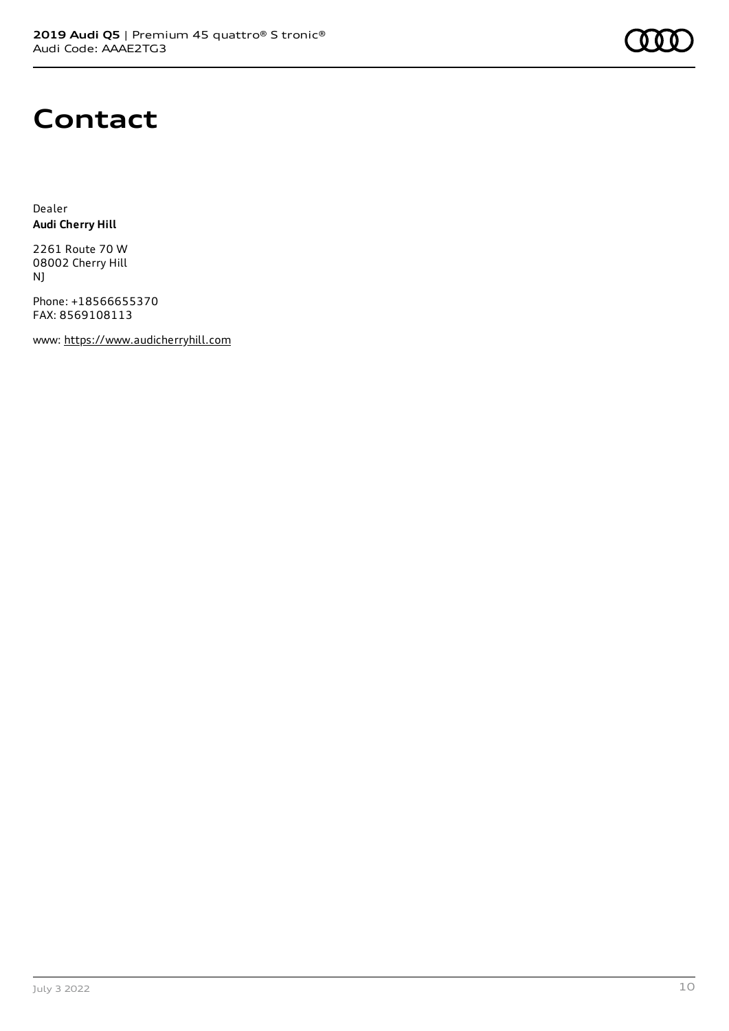# Contact

Dealer
**Audi Cherry Hill**

2261 Route 70 W
08002 Cherry Hill
NJ

Phone: +18566655370
FAX: 8569108113

www: https://www.audicherryhill.com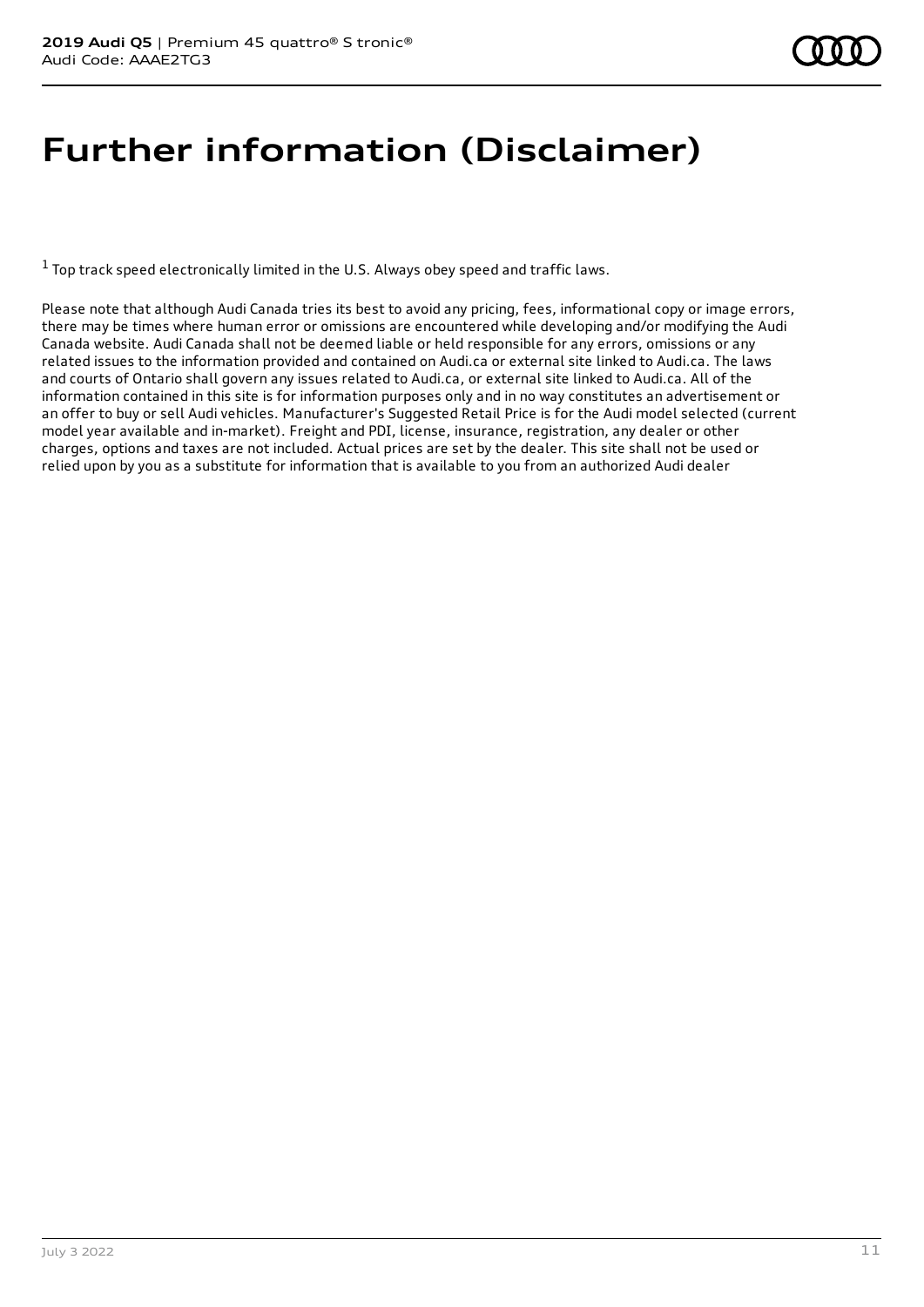# Further information (Disclaimer)

[1] Top track speed electronically limited in the U.S. Always obey speed and traffic laws.

Please note that although Audi Canada tries its best to avoid any pricing, fees, informational copy or image errors, there may be times where human error or omissions are encountered while developing and/or modifying the Audi Canada website. Audi Canada shall not be deemed liable or held responsible for any errors, omissions or any related issues to the information provided and contained on Audi.ca or external site linked to Audi.ca. The laws and courts of Ontario shall govern any issues related to Audi.ca, or external site linked to Audi.ca. All of the information contained in this site is for information purposes only and in no way constitutes an advertisement or an offer to buy or sell Audi vehicles. Manufacturer's Suggested Retail Price is for the Audi model selected (current model year available and in-market). Freight and PDI, license, insurance, registration, any dealer or other charges, options and taxes are not included. Actual prices are set by the dealer. This site shall not be used or relied upon by you as a substitute for information that is available to you from an authorized Audi dealer